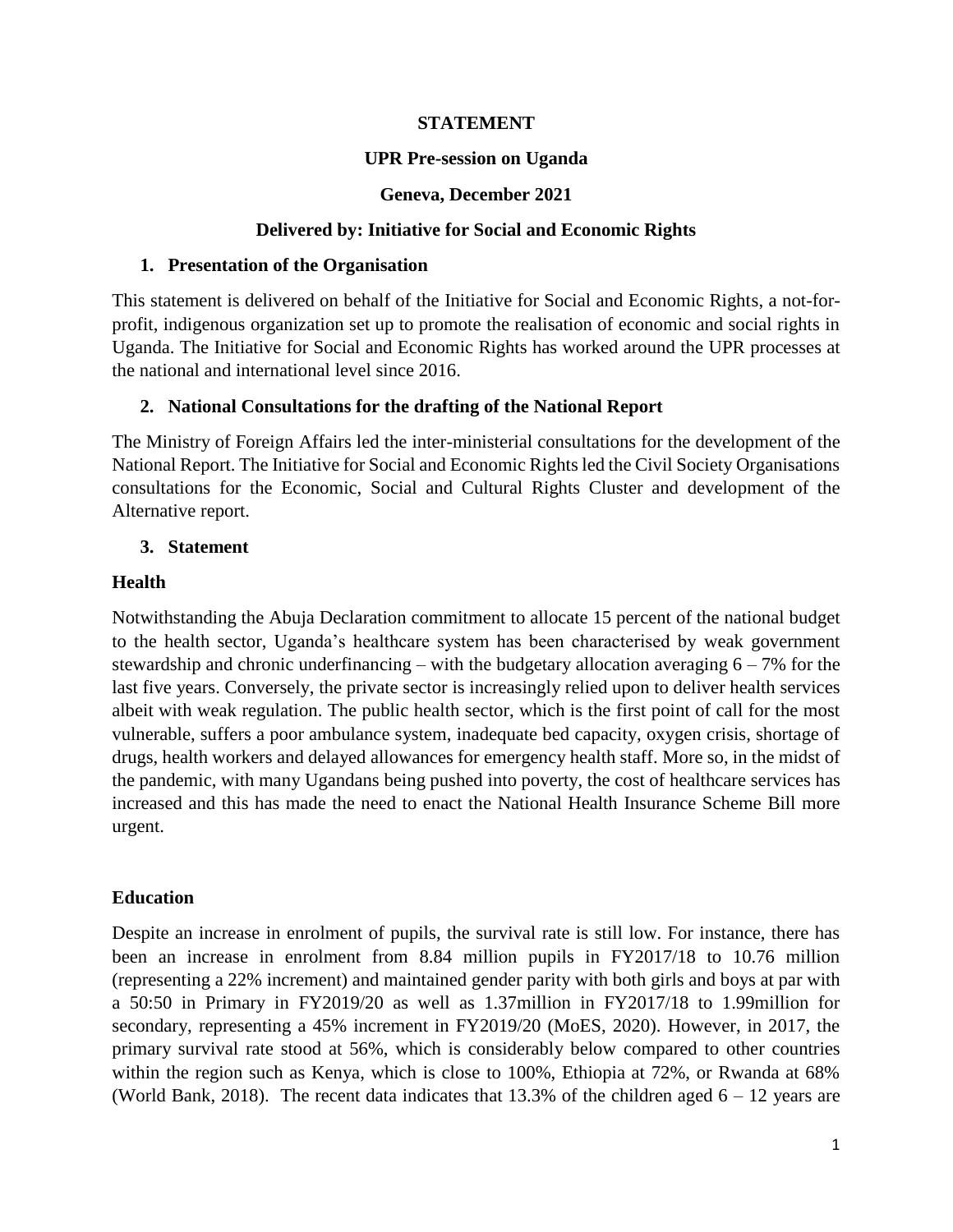**STATEMENT**

**UPR Pre-session on Uganda**

**Geneva, December 2021**

**Delivered by: Initiative for Social and Economic Rights**

## 1. Presentation of the Organisation

This statement is delivered on behalf of the Initiative for Social and Economic Rights, a not-for-profit, indigenous organization set up to promote the realisation of economic and social rights in Uganda. The Initiative for Social and Economic Rights has worked around the UPR processes at the national and international level since 2016.

## 2. National Consultations for the drafting of the National Report

The Ministry of Foreign Affairs led the inter-ministerial consultations for the development of the National Report. The Initiative for Social and Economic Rights led the Civil Society Organisations consultations for the Economic, Social and Cultural Rights Cluster and development of the Alternative report.

## 3. Statement

### Health

Notwithstanding the Abuja Declaration commitment to allocate 15 percent of the national budget to the health sector, Uganda's healthcare system has been characterised by weak government stewardship and chronic underfinancing – with the budgetary allocation averaging 6 – 7% for the last five years. Conversely, the private sector is increasingly relied upon to deliver health services albeit with weak regulation. The public health sector, which is the first point of call for the most vulnerable, suffers a poor ambulance system, inadequate bed capacity, oxygen crisis, shortage of drugs, health workers and delayed allowances for emergency health staff. More so, in the midst of the pandemic, with many Ugandans being pushed into poverty, the cost of healthcare services has increased and this has made the need to enact the National Health Insurance Scheme Bill more urgent.

### Education

Despite an increase in enrolment of pupils, the survival rate is still low. For instance, there has been an increase in enrolment from 8.84 million pupils in FY2017/18 to 10.76 million (representing a 22% increment) and maintained gender parity with both girls and boys at par with a 50:50 in Primary in FY2019/20 as well as 1.37million in FY2017/18 to 1.99million for secondary, representing a 45% increment in FY2019/20 (MoES, 2020). However, in 2017, the primary survival rate stood at 56%, which is considerably below compared to other countries within the region such as Kenya, which is close to 100%, Ethiopia at 72%, or Rwanda at 68% (World Bank, 2018). The recent data indicates that 13.3% of the children aged 6 – 12 years are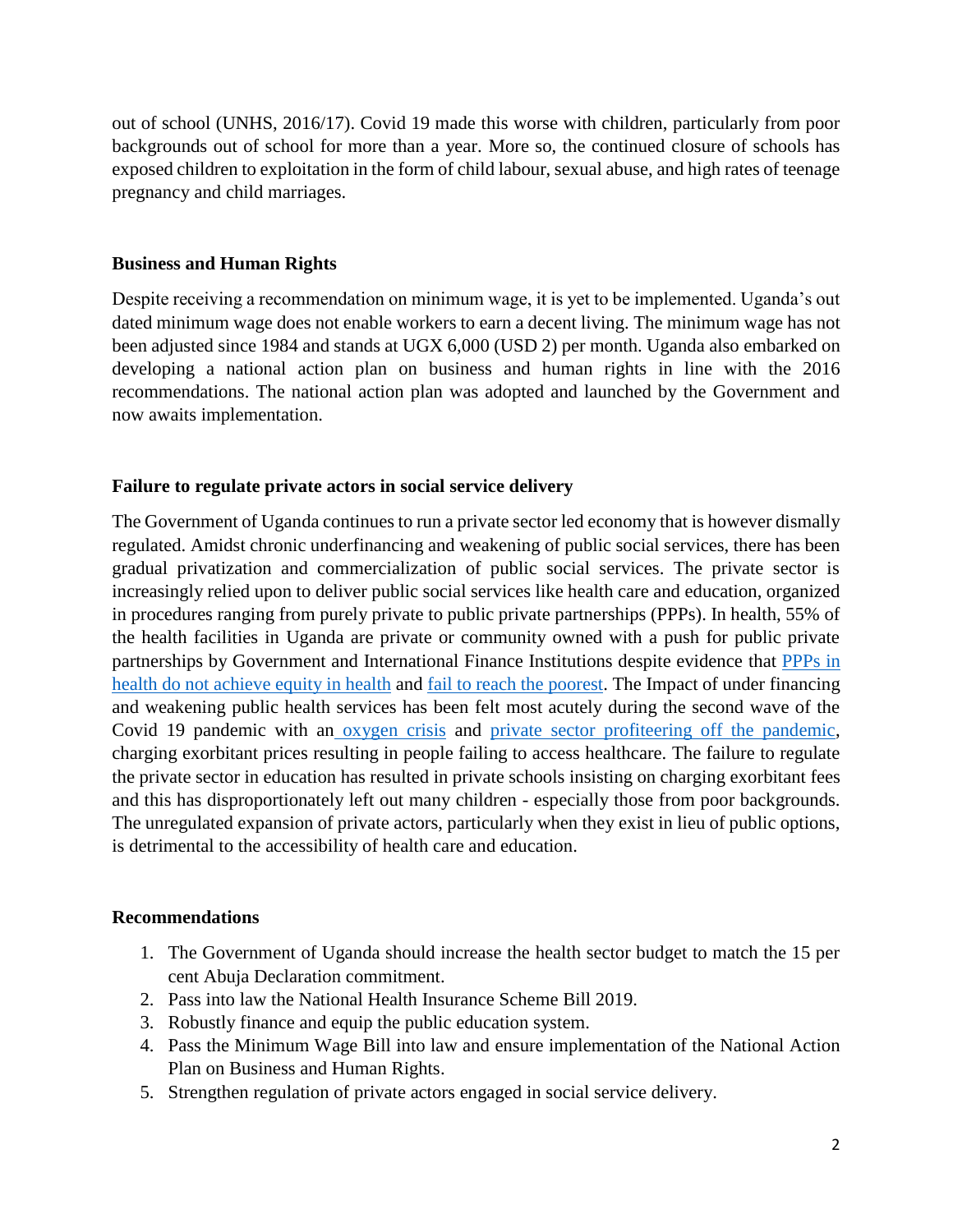out of school (UNHS, 2016/17). Covid 19 made this worse with children, particularly from poor backgrounds out of school for more than a year. More so, the continued closure of schools has exposed children to exploitation in the form of child labour, sexual abuse, and high rates of teenage pregnancy and child marriages.

**Business and Human Rights**

Despite receiving a recommendation on minimum wage, it is yet to be implemented. Uganda's out dated minimum wage does not enable workers to earn a decent living. The minimum wage has not been adjusted since 1984 and stands at UGX 6,000 (USD 2) per month. Uganda also embarked on developing a national action plan on business and human rights in line with the 2016 recommendations. The national action plan was adopted and launched by the Government and now awaits implementation.

**Failure to regulate private actors in social service delivery**

The Government of Uganda continues to run a private sector led economy that is however dismally regulated. Amidst chronic underfinancing and weakening of public social services, there has been gradual privatization and commercialization of public social services. The private sector is increasingly relied upon to deliver public social services like health care and education, organized in procedures ranging from purely private to public private partnerships (PPPs). In health, 55% of the health facilities in Uganda are private or community owned with a push for public private partnerships by Government and International Finance Institutions despite evidence that PPPs in health do not achieve equity in health and fail to reach the poorest. The Impact of under financing and weakening public health services has been felt most acutely during the second wave of the Covid 19 pandemic with an oxygen crisis and private sector profiteering off the pandemic, charging exorbitant prices resulting in people failing to access healthcare. The failure to regulate the private sector in education has resulted in private schools insisting on charging exorbitant fees and this has disproportionately left out many children - especially those from poor backgrounds. The unregulated expansion of private actors, particularly when they exist in lieu of public options, is detrimental to the accessibility of health care and education.

**Recommendations**

1. The Government of Uganda should increase the health sector budget to match the 15 per cent Abuja Declaration commitment.
2. Pass into law the National Health Insurance Scheme Bill 2019.
3. Robustly finance and equip the public education system.
4. Pass the Minimum Wage Bill into law and ensure implementation of the National Action Plan on Business and Human Rights.
5. Strengthen regulation of private actors engaged in social service delivery.